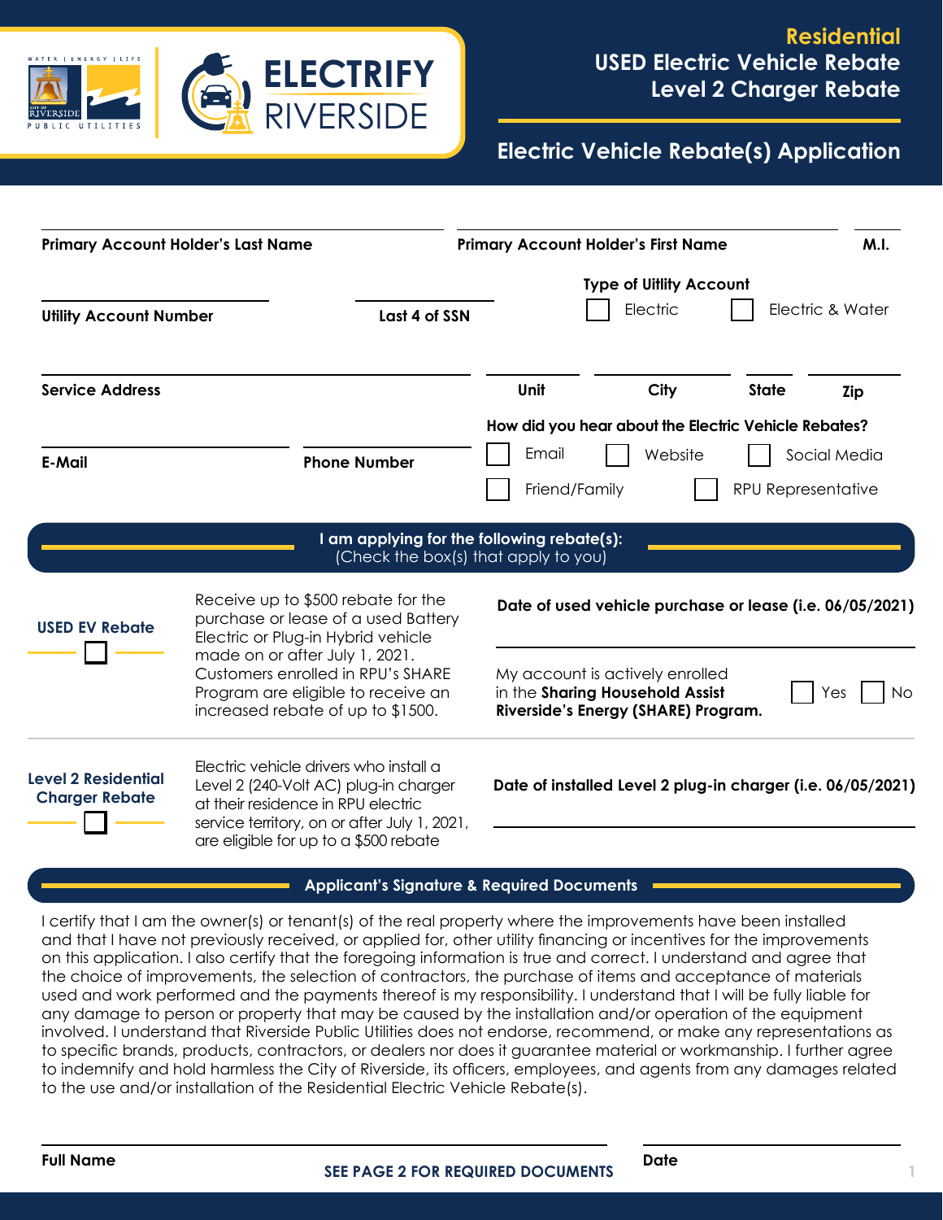ELECTRIFY RIVERSIDE

WATER | ENERGY | LIFE
RIVERSIDE PUBLIC UTILITIES

# Residential USED Electric Vehicle Rebate Level 2 Charger Rebate

## Electric Vehicle Rebate(s) Application

**Primary Account Holder's Last Name** | **Primary Account Holder's First Name** | **M.I.**

**Utility Account Number** | **Last 4 of SSN**

**Type of Utility Account**
☐ Electric ☐ Electric & Water

**Service Address** | **Unit** | **City** | **State** | **Zip**

**E-Mail** | **Phone Number**

**How did you hear about the Electric Vehicle Rebates?**
☐ Email ☐ Website ☐ Social Media
☐ Friend/Family ☐ RPU Representative

## I am applying for the following rebate(s):
(Check the box(s) that apply to you)

**USED EV Rebate** ☐

Receive up to $500 rebate for the purchase or lease of a used Battery Electric or Plug-in Hybrid vehicle made on or after July 1, 2021. Customers enrolled in RPU's SHARE Program are eligible to receive an increased rebate of up to $1500.

**Date of used vehicle purchase or lease (i.e. 06/05/2021)**

My account is actively enrolled in the **Sharing Household Assist Riverside's Energy (SHARE) Program.** ☐ Yes ☐ No

**Level 2 Residential Charger Rebate** ☐

Electric vehicle drivers who install a Level 2 (240-Volt AC) plug-in charger at their residence in RPU electric service territory, on or after July 1, 2021, are eligible for up to a $500 rebate

**Date of installed Level 2 plug-in charger (i.e. 06/05/2021)**

## Applicant's Signature & Required Documents

I certify that I am the owner(s) or tenant(s) of the real property where the improvements have been installed and that I have not previously received, or applied for, other utility financing or incentives for the improvements on this application. I also certify that the foregoing information is true and correct. I understand and agree that the choice of improvements, the selection of contractors, the purchase of items and acceptance of materials used and work performed and the payments thereof is my responsibility. I understand that I will be fully liable for any damage to person or property that may be caused by the installation and/or operation of the equipment involved. I understand that Riverside Public Utilities does not endorse, recommend, or make any representations as to specific brands, products, contractors, or dealers nor does it guarantee material or workmanship. I further agree to indemnify and hold harmless the City of Riverside, its officers, employees, and agents from any damages related to the use and/or installation of the Residential Electric Vehicle Rebate(s).

**Full Name** | **Date**

**SEE PAGE 2 FOR REQUIRED DOCUMENTS**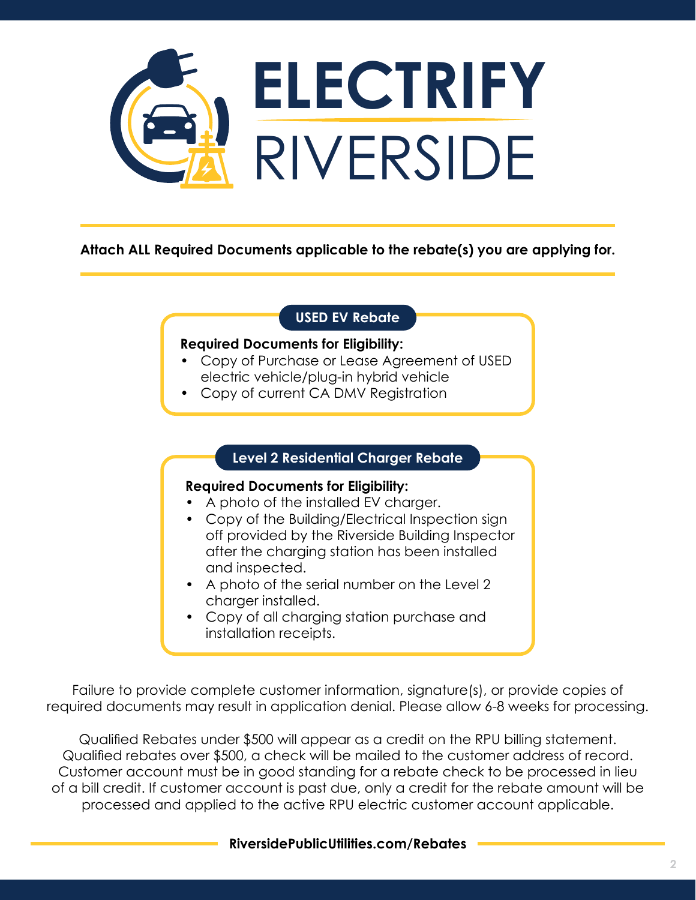# ELECTRIFY RIVERSIDE

**Attach ALL Required Documents applicable to the rebate(s) you are applying for.**

## USED EV Rebate

**Required Documents for Eligibility:**

- Copy of Purchase or Lease Agreement of USED electric vehicle/plug-in hybrid vehicle
- Copy of current CA DMV Registration

## Level 2 Residential Charger Rebate

**Required Documents for Eligibility:**

- A photo of the installed EV charger.
- Copy of the Building/Electrical Inspection sign off provided by the Riverside Building Inspector after the charging station has been installed and inspected.
- A photo of the serial number on the Level 2 charger installed.
- Copy of all charging station purchase and installation receipts.

Failure to provide complete customer information, signature(s), or provide copies of required documents may result in application denial. Please allow 6-8 weeks for processing.

Qualified Rebates under $500 will appear as a credit on the RPU billing statement. Qualified rebates over $500, a check will be mailed to the customer address of record. Customer account must be in good standing for a rebate check to be processed in lieu of a bill credit. If customer account is past due, only a credit for the rebate amount will be processed and applied to the active RPU electric customer account applicable.

**RiversidePublicUtilities.com/Rebates**